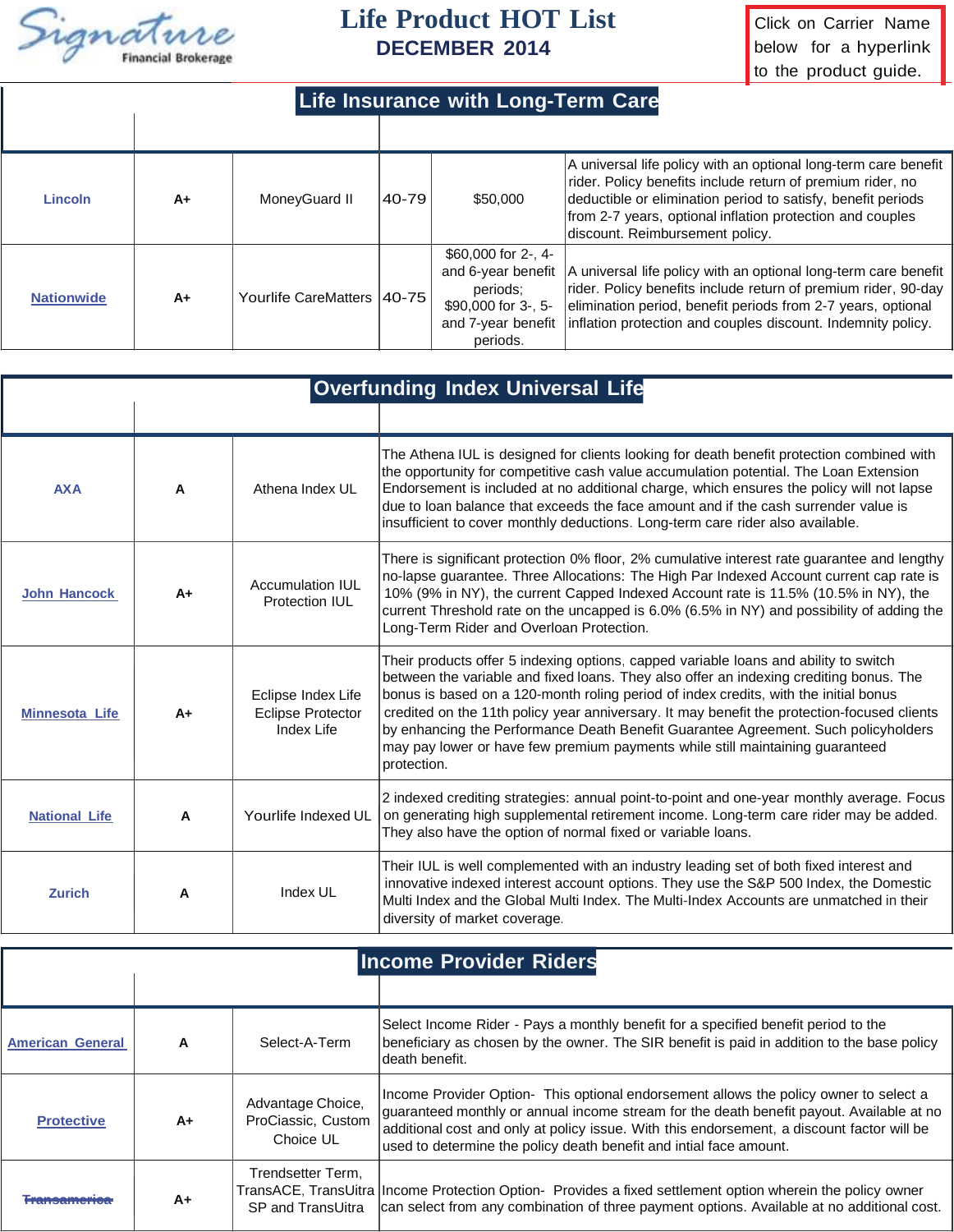# Life Product HOT List

## DECEMBER 2014

Click on Carrier Name below for a hyperlink to the product guide.

## Life Insurance with Long-Term Care

| | | | | | |
|---|---|---|---|---|---|
| Lincoln | A+ | MoneyGuard II | 40-79 | $50,000 | A universal life policy with an optional long-term care benefit rider. Policy benefits include return of premium rider, no deductible or elimination period to satisfy, benefit periods from 2-7 years, optional inflation protection and couples discount. Reimbursement policy. |
| Nationwide | A+ | Yourlife CareMatters | 40-75 | $60,000 for 2-, 4- and 6-year benefit periods; $90,000 for 3-, 5- and 7-year benefit periods. | A universal life policy with an optional long-term care benefit rider. Policy benefits include return of premium rider, 90-day elimination period, benefit periods from 2-7 years, optional inflation protection and couples discount. Indemnity policy. |

## Overfunding Index Universal Life

| | | | |
|---|---|---|---|
| AXA | A | Athena Index UL | The Athena IUL is designed for clients looking for death benefit protection combined with the opportunity for competitive cash value accumulation potential. The Loan Extension Endorsement is included at no additional charge, which ensures the policy will not lapse due to loan balance that exceeds the face amount and if the cash surrender value is insufficient to cover monthly deductions. Long-term care rider also available. |
| John Hancock | A+ | Accumulation IUL Protection IUL | There is significant protection 0% floor, 2% cumulative interest rate guarantee and lengthy no-lapse guarantee. Three Allocations: The High Par Indexed Account current cap rate is 10% (9% in NY), the current Capped Indexed Account rate is 11.5% (10.5% in NY), the current Threshold rate on the uncapped is 6.0% (6.5% in NY) and possibility of adding the Long-Term Rider and Overloan Protection. |
| Minnesota Life | A+ | Eclipse Index Life Eclipse Protector Index Life | Their products offer 5 indexing options, capped variable loans and ability to switch between the variable and fixed loans. They also offer an indexing crediting bonus. The bonus is based on a 120-month roling period of index credits, with the initial bonus credited on the 11th policy year anniversary. It may benefit the protection-focused clients by enhancing the Performance Death Benefit Guarantee Agreement. Such policyholders may pay lower or have few premium payments while still maintaining guaranteed protection. |
| National Life | A | Yourlife Indexed UL | 2 indexed crediting strategies: annual point-to-point and one-year monthly average. Focus on generating high supplemental retirement income. Long-term care rider may be added. They also have the option of normal fixed or variable loans. |
| Zurich | A | Index UL | Their IUL is well complemented with an industry leading set of both fixed interest and innovative indexed interest account options. They use the S&P 500 Index, the Domestic Multi Index and the Global Multi Index. The Multi-Index Accounts are unmatched in their diversity of market coverage. |

## Income Provider Riders

| | | | |
|---|---|---|---|
| American General | A | Select-A-Term | Select Income Rider - Pays a monthly benefit for a specified benefit period to the beneficiary as chosen by the owner. The SIR benefit is paid in addition to the base policy death benefit. |
| Protective | A+ | Advantage Choice, ProClassic, Custom Choice UL | Income Provider Option- This optional endorsement allows the policy owner to select a guaranteed monthly or annual income stream for the death benefit payout. Available at no additional cost and only at policy issue. With this endorsement, a discount factor will be used to determine the policy death benefit and intial face amount. |
| ~~Transamerica~~ | A+ | Trendsetter Term, TransACE, TransUitra SP and TransUitra | Income Protection Option- Provides a fixed settlement option wherein the policy owner can select from any combination of three payment options. Available at no additional cost. |